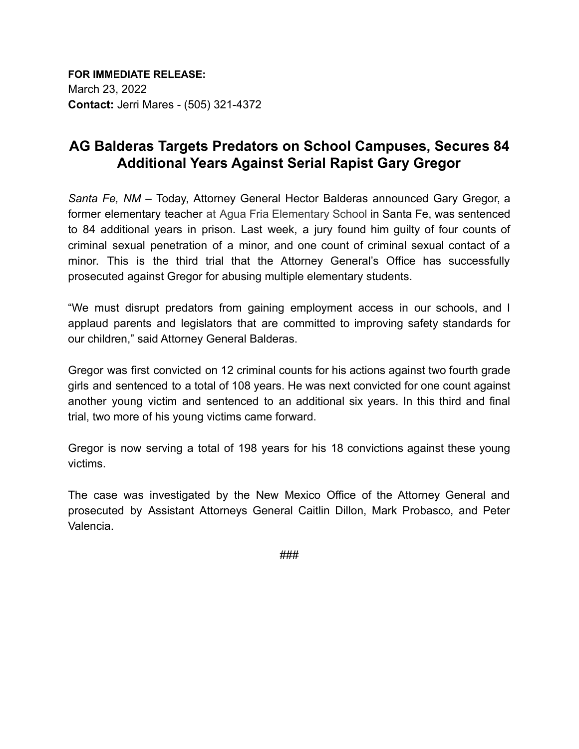**FOR IMMEDIATE RELEASE:**
March 23, 2022
**Contact:** Jerri Mares - (505) 321-4372

# AG Balderas Targets Predators on School Campuses, Secures 84 Additional Years Against Serial Rapist Gary Gregor

*Santa Fe, NM* – Today, Attorney General Hector Balderas announced Gary Gregor, a former elementary teacher at Agua Fria Elementary School in Santa Fe, was sentenced to 84 additional years in prison. Last week, a jury found him guilty of four counts of criminal sexual penetration of a minor, and one count of criminal sexual contact of a minor. This is the third trial that the Attorney General's Office has successfully prosecuted against Gregor for abusing multiple elementary students.

"We must disrupt predators from gaining employment access in our schools, and I applaud parents and legislators that are committed to improving safety standards for our children," said Attorney General Balderas.

Gregor was first convicted on 12 criminal counts for his actions against two fourth grade girls and sentenced to a total of 108 years. He was next convicted for one count against another young victim and sentenced to an additional six years. In this third and final trial, two more of his young victims came forward.

Gregor is now serving a total of 198 years for his 18 convictions against these young victims.

The case was investigated by the New Mexico Office of the Attorney General and prosecuted by Assistant Attorneys General Caitlin Dillon, Mark Probasco, and Peter Valencia.

###